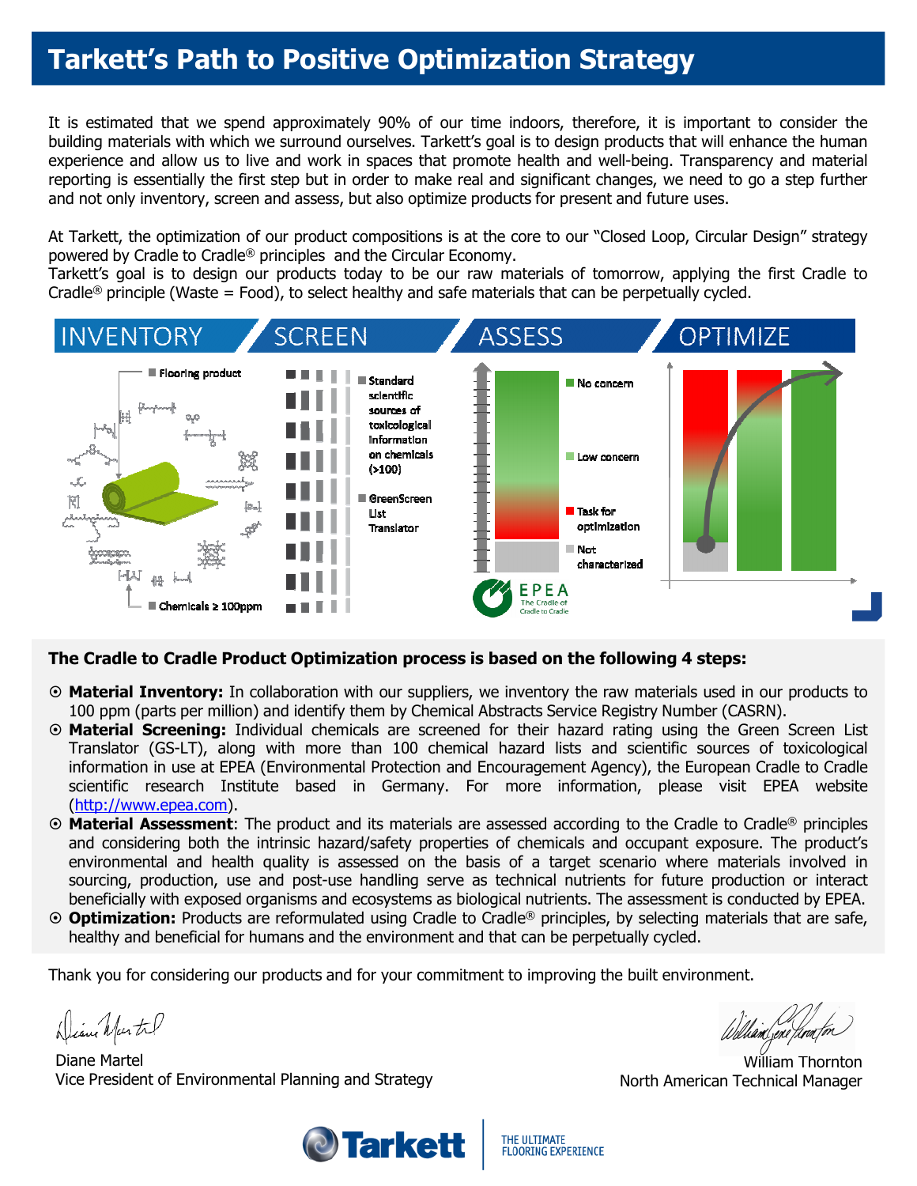# Tarkett's Path to Positive Optimization Strategy

It is estimated that we spend approximately 90% of our time indoors, therefore, it is important to consider the building materials with which we surround ourselves. Tarkett's goal is to design products that will enhance the human experience and allow us to live and work in spaces that promote health and well-being. Transparency and material reporting is essentially the first step but in order to make real and significant changes, we need to go a step further and not only inventory, screen and assess, but also optimize products for present and future uses.

At Tarkett, the optimization of our product compositions is at the core to our "Closed Loop, Circular Design" strategy powered by Cradle to Cradle® principles and the Circular Economy.
Tarkett's goal is to design our products today to be our raw materials of tomorrow, applying the first Cradle to Cradle® principle (Waste = Food), to select healthy and safe materials that can be perpetually cycled.

INVENTORY | SCREEN | ASSESS | OPTIMIZE

Flooring product
Chemicals ≥ 100ppm

Standard scientific sources of toxicological information on chemicals (>100)
GreenScreen List Translator

No concern
Low concern
Task for optimization
Not characterized

EPEA The Cradle of Cradle to Cradle

**The Cradle to Cradle Product Optimization process is based on the following 4 steps:**

- **Material Inventory:** In collaboration with our suppliers, we inventory the raw materials used in our products to 100 ppm (parts per million) and identify them by Chemical Abstracts Service Registry Number (CASRN).
- **Material Screening:** Individual chemicals are screened for their hazard rating using the Green Screen List Translator (GS-LT), along with more than 100 chemical hazard lists and scientific sources of toxicological information in use at EPEA (Environmental Protection and Encouragement Agency), the European Cradle to Cradle scientific research Institute based in Germany. For more information, please visit EPEA website (http://www.epea.com).
- **Material Assessment**: The product and its materials are assessed according to the Cradle to Cradle® principles and considering both the intrinsic hazard/safety properties of chemicals and occupant exposure. The product's environmental and health quality is assessed on the basis of a target scenario where materials involved in sourcing, production, use and post-use handling serve as technical nutrients for future production or interact beneficially with exposed organisms and ecosystems as biological nutrients. The assessment is conducted by EPEA.
- **Optimization:** Products are reformulated using Cradle to Cradle® principles, by selecting materials that are safe, healthy and beneficial for humans and the environment and that can be perpetually cycled.

Thank you for considering our products and for your commitment to improving the built environment.

Diane Martel
Vice President of Environmental Planning and Strategy

William Thornton
North American Technical Manager

Tarkett | THE ULTIMATE FLOORING EXPERIENCE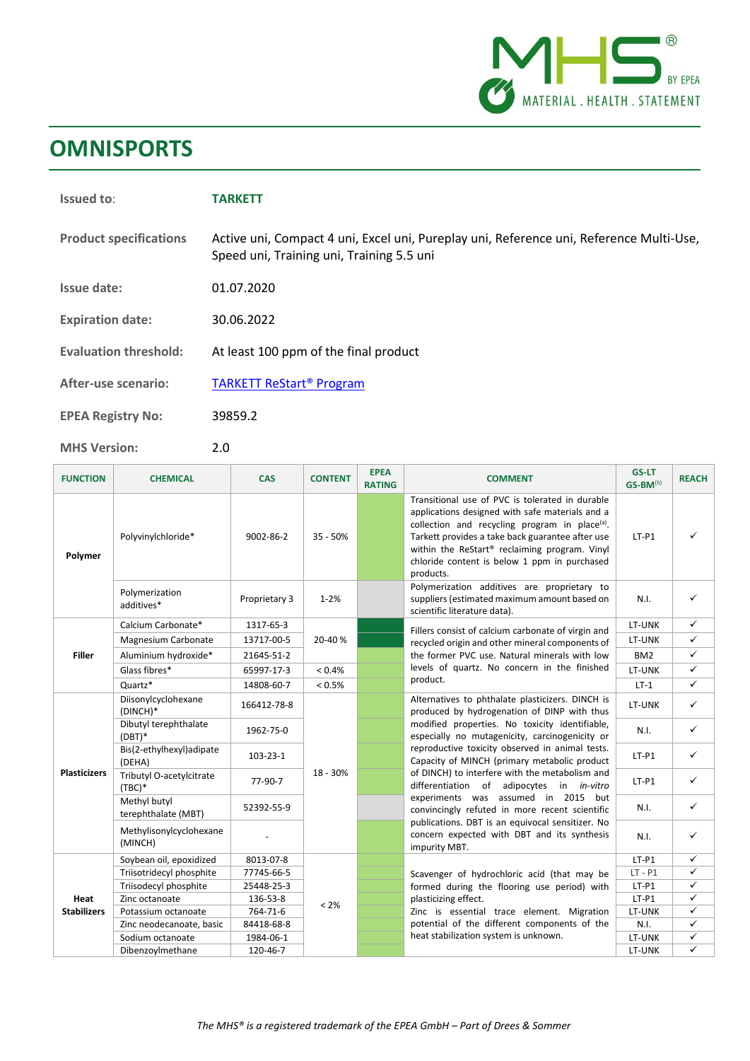# OMNISPORTS

| | |
|---|---|
| **Issued to**: | **TARKETT** |
| **Product specifications** | Active uni, Compact 4 uni, Excel uni, Pureplay uni, Reference uni, Reference Multi-Use, Speed uni, Training uni, Training 5.5 uni |
| **Issue date:** | 01.07.2020 |
| **Expiration date:** | 30.06.2022 |
| **Evaluation threshold:** | At least 100 ppm of the final product |
| **After-use scenario:** | [TARKETT ReStart® Program]() |
| **EPEA Registry No:** | 39859.2 |
| **MHS Version:** | 2.0 |

| FUNCTION | CHEMICAL | CAS | CONTENT | EPEA RATING | COMMENT | GS-LT GS-BM[b] | REACH |
|---|---|---|---|---|---|---|---|
| **Polymer** | Polyvinylchloride* | 9002-86-2 | 35 - 50% | | Transitional use of PVC is tolerated in durable applications designed with safe materials and a collection and recycling program in place[a]. Tarkett provides a take back guarantee after use within the ReStart® reclaiming program. Vinyl chloride content is below 1 ppm in purchased products. | LT-P1 | ✓ |
| | Polymerization additives* | Proprietary 3 | 1-2% | | Polymerization additives are proprietary to suppliers (estimated maximum amount based on scientific literature data). | N.I. | ✓ |
| **Filler** | Calcium Carbonate* | 1317-65-3 | 20-40 % | | Fillers consist of calcium carbonate of virgin and recycled origin and other mineral components of the former PVC use. Natural minerals with low levels of quartz. No concern in the finished product. | LT-UNK | ✓ |
| | Magnesium Carbonate | 13717-00-5 | | | | LT-UNK | ✓ |
| | Aluminium hydroxide* | 21645-51-2 | | | | BM2 | ✓ |
| | Glass fibres* | 65997-17-3 | < 0.4% | | | LT-UNK | ✓ |
| | Quartz* | 14808-60-7 | < 0.5% | | | LT-1 | ✓ |
| **Plasticizers** | Diisonylcyclohexane (DINCH)* | 166412-78-8 | 18 - 30% | | Alternatives to phthalate plasticizers. DINCH is produced by hydrogenation of DINP with thus modified properties. No toxicity identifiable, especially no mutagenicity, carcinogenicity or reproductive toxicity observed in animal tests. Capacity of MINCH (primary metabolic product of DINCH) to interfere with the metabolism and differentiation of adipocytes in *in-vitro* experiments was assumed in 2015 but convincingly refuted in more recent scientific publications. DBT is an equivocal sensitizer. No concern expected with DBT and its synthesis impurity MBT. | LT-UNK | ✓ |
| | Dibutyl terephthalate (DBT)* | 1962-75-0 | | | | N.I. | ✓ |
| | Bis(2-ethylhexyl)adipate (DEHA) | 103-23-1 | | | | LT-P1 | ✓ |
| | Tributyl O-acetylcitrate (TBC)* | 77-90-7 | | | | LT-P1 | ✓ |
| | Methyl butyl terephthalate (MBT) | 52392-55-9 | | | | N.I. | ✓ |
| | Methylisonylcyclohexane (MINCH) | - | | | | N.I. | ✓ |
| **Heat Stabilizers** | Soybean oil, epoxidized | 8013-07-8 | < 2% | | Scavenger of hydrochloric acid (that may be formed during the flooring use period) with plasticizing effect. Zinc is essential trace element. Migration potential of the different components of the heat stabilization system is unknown. | LT-P1 | ✓ |
| | Triisotridecyl phosphite | 77745-66-5 | | | | LT - P1 | ✓ |
| | Triisodecyl phosphite | 25448-25-3 | | | | LT-P1 | ✓ |
| | Zinc octanoate | 136-53-8 | | | | LT-P1 | ✓ |
| | Potassium octanoate | 764-71-6 | | | | LT-UNK | ✓ |
| | Zinc neodecanoate, basic | 84418-68-8 | | | | N.I. | ✓ |
| | Sodium octanoate | 1984-06-1 | | | | LT-UNK | ✓ |
| | Dibenzoylmethane | 120-46-7 | | | | LT-UNK | ✓ |

*The MHS® is a registered trademark of the EPEA GmbH – Part of Drees & Sommer*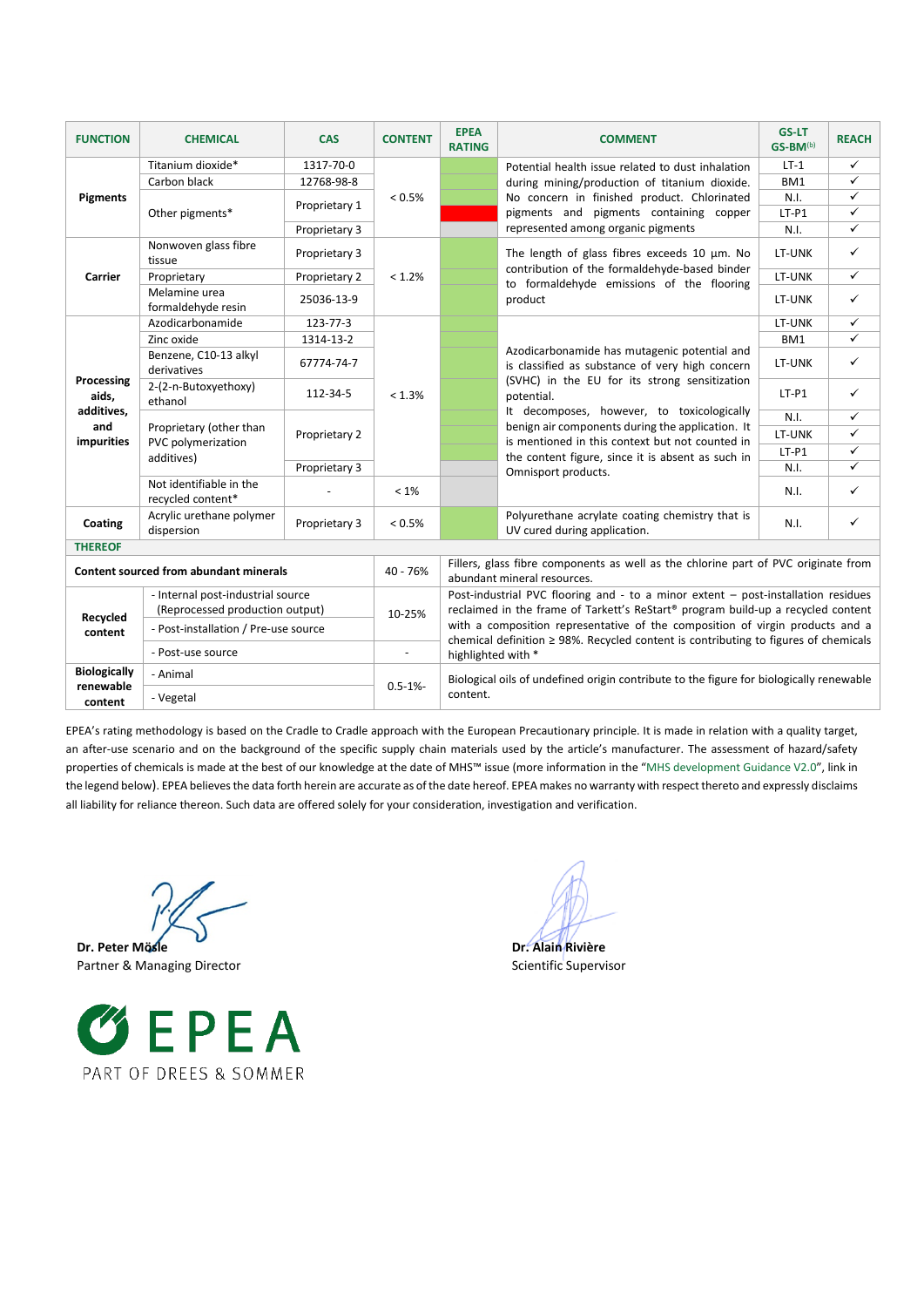| FUNCTION | CHEMICAL | CAS | CONTENT | EPEA RATING | COMMENT | GS-LT GS-BM(b) | REACH |
|---|---|---|---|---|---|---|---|
| Pigments | Titanium dioxide* | 1317-70-0 | < 0.5% | | Potential health issue related to dust inhalation during mining/production of titanium dioxide. No concern in finished product. Chlorinated pigments and pigments containing copper represented among organic pigments | LT-1 | ✓ |
| | Carbon black | 12768-98-8 | | | | BM1 | ✓ |
| | Other pigments* | Proprietary 1 | | | | N.I. | ✓ |
| | | | | | | LT-P1 | ✓ |
| | | Proprietary 3 | | | | N.I. | ✓ |
| Carrier | Nonwoven glass fibre tissue | Proprietary 3 | < 1.2% | | The length of glass fibres exceeds 10 µm. No contribution of the formaldehyde-based binder to formaldehyde emissions of the flooring product | LT-UNK | ✓ |
| | Proprietary | Proprietary 2 | | | | LT-UNK | ✓ |
| | Melamine urea formaldehyde resin | 25036-13-9 | | | | LT-UNK | ✓ |
| Processing aids, additives, and impurities | Azodicarbonamide | 123-77-3 | < 1.3% | | Azodicarbonamide has mutagenic potential and is classified as substance of very high concern (SVHC) in the EU for its strong sensitization potential. It decomposes, however, to toxicologically benign air components during the application. It is mentioned in this context but not counted in the content figure, since it is absent as such in Omnisport products. | LT-UNK | ✓ |
| | Zinc oxide | 1314-13-2 | | | | BM1 | ✓ |
| | Benzene, C10-13 alkyl derivatives | 67774-74-7 | | | | LT-UNK | ✓ |
| | 2-(2-n-Butoxyethoxy) ethanol | 112-34-5 | | | | LT-P1 | ✓ |
| | Proprietary (other than PVC polymerization additives) | Proprietary 2 | | | | N.I. | ✓ |
| | | | | | | LT-UNK | ✓ |
| | | | | | | LT-P1 | ✓ |
| | | Proprietary 3 | | | | N.I. | ✓ |
| | Not identifiable in the recycled content* | - | < 1% | | | N.I. | ✓ |
| Coating | Acrylic urethane polymer dispersion | Proprietary 3 | < 0.5% | | Polyurethane acrylate coating chemistry that is UV cured during application. | N.I. | ✓ |

**THEREOF**

| | | Content | Comment |
|---|---|---|---|
| Content sourced from abundant minerals | | 40 - 76% | Fillers, glass fibre components as well as the chlorine part of PVC originate from abundant mineral resources. |
| Recycled content | - Internal post-industrial source (Reprocessed production output) | 10-25% | Post-industrial PVC flooring and - to a minor extent – post-installation residues reclaimed in the frame of Tarkett's ReStart® program build-up a recycled content with a composition representative of the composition of virgin products and a chemical definition ≥ 98%. Recycled content is contributing to figures of chemicals highlighted with * |
| | - Post-installation / Pre-use source | | |
| | - Post-use source | - | |
| Biologically renewable content | - Animal | 0.5-1%- | Biological oils of undefined origin contribute to the figure for biologically renewable content. |
| | - Vegetal | | |

EPEA's rating methodology is based on the Cradle to Cradle approach with the European Precautionary principle. It is made in relation with a quality target, an after-use scenario and on the background of the specific supply chain materials used by the article's manufacturer. The assessment of hazard/safety properties of chemicals is made at the best of our knowledge at the date of MHS™ issue (more information in the "MHS development Guidance V2.0", link in the legend below). EPEA believes the data forth herein are accurate as of the date hereof. EPEA makes no warranty with respect thereto and expressly disclaims all liability for reliance thereon. Such data are offered solely for your consideration, investigation and verification.

**Dr. Peter Mösle**
Partner & Managing Director

**Dr. Alain Rivière**
Scientific Supervisor

EPEA
PART OF DREES & SOMMER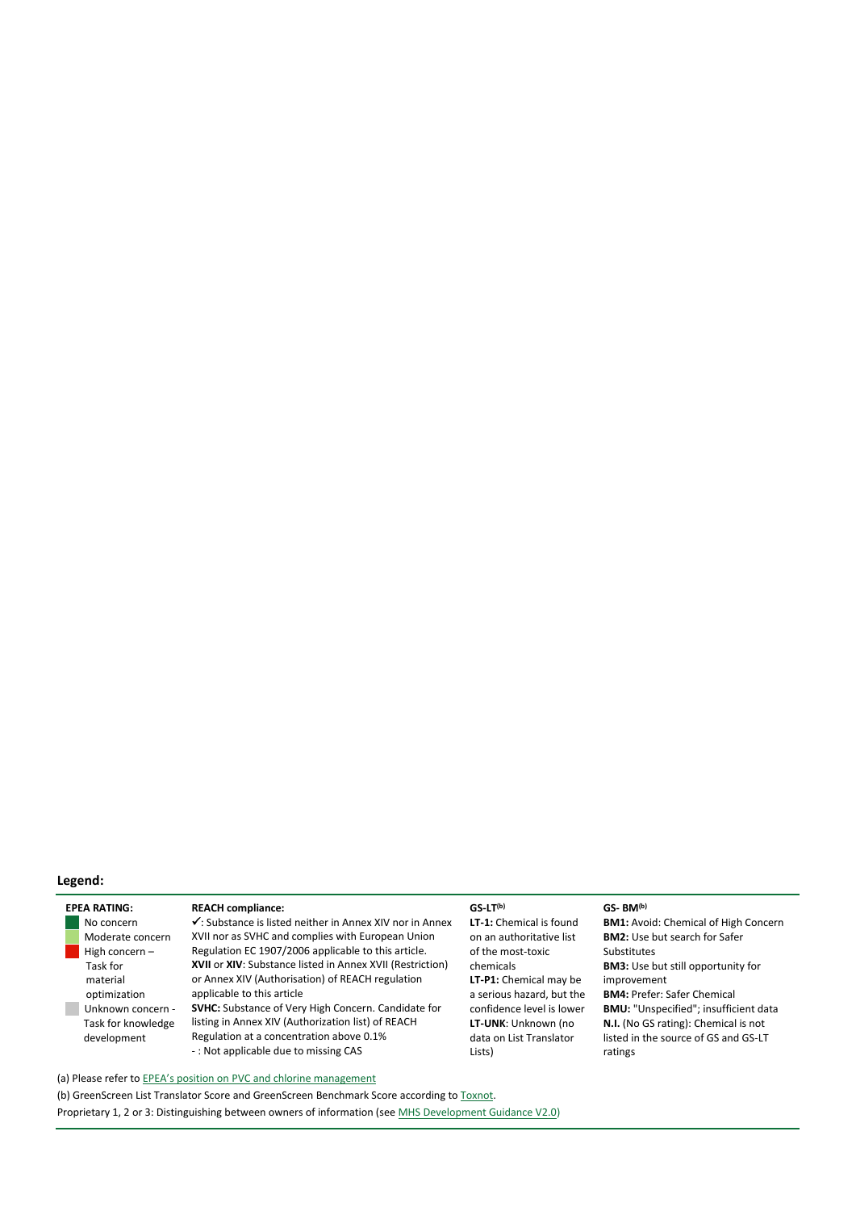## Legend:

| EPEA RATING: | REACH compliance: | GS-LT(b) | GS- BM(b) |
|---|---|---|---|
| No concern<br>Moderate concern<br>High concern – Task for material optimization<br>Unknown concern - Task for knowledge development | ✓: Substance is listed neither in Annex XIV nor in Annex XVII nor as SVHC and complies with European Union Regulation EC 1907/2006 applicable to this article.<br>**XVII** or **XIV**: Substance listed in Annex XVII (Restriction) or Annex XIV (Authorisation) of REACH regulation applicable to this article<br>**SVHC:** Substance of Very High Concern. Candidate for listing in Annex XIV (Authorization list) of REACH Regulation at a concentration above 0.1%<br>- : Not applicable due to missing CAS | **LT-1:** Chemical is found on an authoritative list of the most-toxic chemicals<br>**LT-P1:** Chemical may be a serious hazard, but the confidence level is lower<br>**LT-UNK**: Unknown (no data on List Translator Lists) | **BM1:** Avoid: Chemical of High Concern<br>**BM2:** Use but search for Safer Substitutes<br>**BM3:** Use but still opportunity for improvement<br>**BM4:** Prefer: Safer Chemical<br>**BMU:** "Unspecified"; insufficient data<br>**N.I.** (No GS rating): Chemical is not listed in the source of GS and GS-LT ratings |

(a) Please refer to EPEA's position on PVC and chlorine management

(b) GreenScreen List Translator Score and GreenScreen Benchmark Score according to Toxnot.

Proprietary 1, 2 or 3: Distinguishing between owners of information (see MHS Development Guidance V2.0)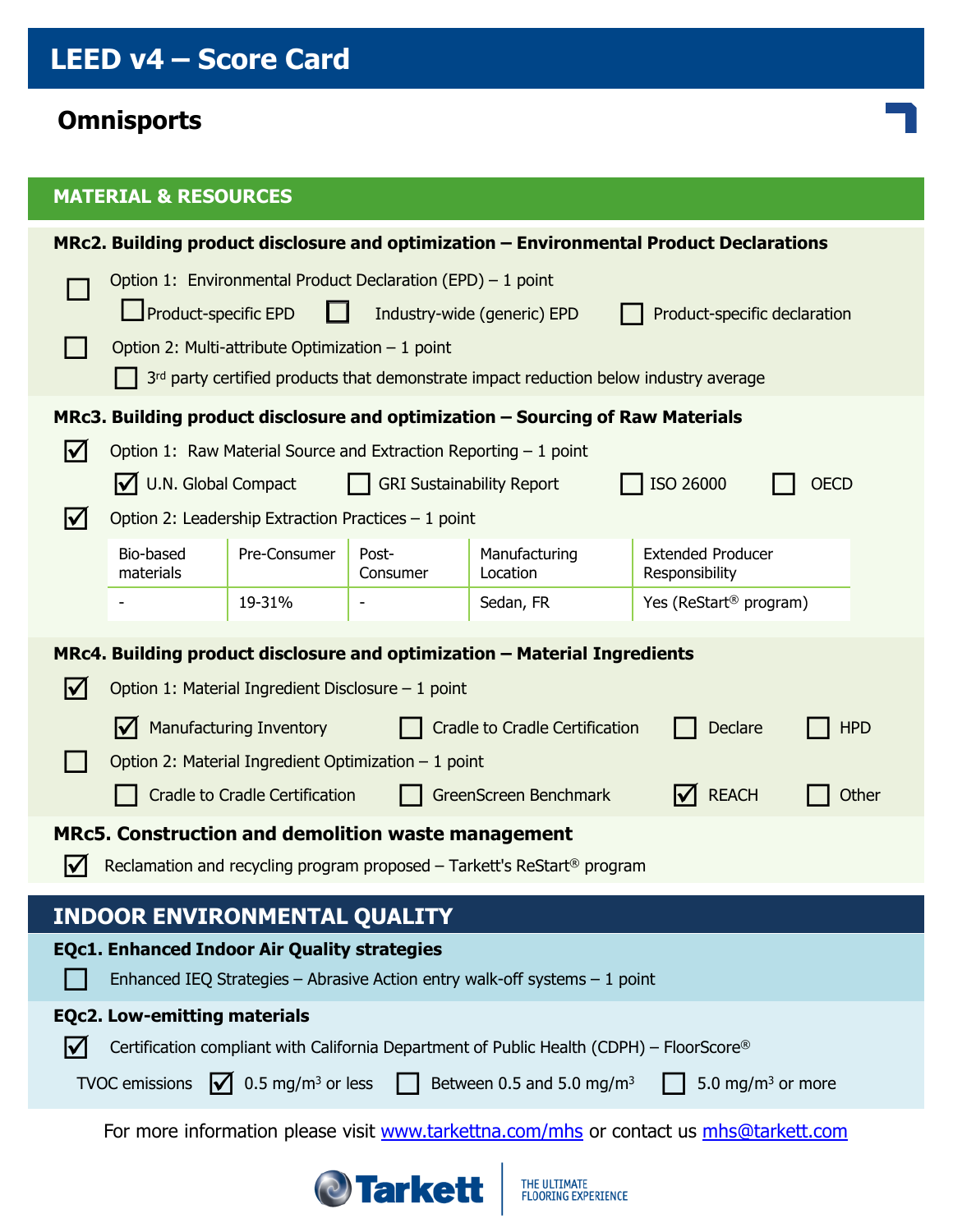# LEED v4 – Score Card

## Omnisports

## MATERIAL & RESOURCES

### MRc2. Building product disclosure and optimization – Environmental Product Declarations

- ☐ Option 1: Environmental Product Declaration (EPD) – 1 point
  - ☐ Product-specific EPD ☐ Industry-wide (generic) EPD ☐ Product-specific declaration
- ☐ Option 2: Multi-attribute Optimization – 1 point
  - ☐ 3rd party certified products that demonstrate impact reduction below industry average

### MRc3. Building product disclosure and optimization – Sourcing of Raw Materials

- ☑ Option 1: Raw Material Source and Extraction Reporting – 1 point
  - ☑ U.N. Global Compact ☐ GRI Sustainability Report ☐ ISO 26000 ☐ OECD
- ☑ Option 2: Leadership Extraction Practices – 1 point

| Bio-based materials | Pre-Consumer | Post-Consumer | Manufacturing Location | Extended Producer Responsibility |
|---|---|---|---|---|
| - | 19-31% | - | Sedan, FR | Yes (ReStart® program) |

### MRc4. Building product disclosure and optimization – Material Ingredients

- ☑ Option 1: Material Ingredient Disclosure – 1 point
  - ☑ Manufacturing Inventory ☐ Cradle to Cradle Certification ☐ Declare ☐ HPD
- ☐ Option 2: Material Ingredient Optimization – 1 point
  - ☐ Cradle to Cradle Certification ☐ GreenScreen Benchmark ☑ REACH ☐ Other

### MRc5. Construction and demolition waste management

- ☑ Reclamation and recycling program proposed – Tarkett's ReStart® program

## INDOOR ENVIRONMENTAL QUALITY

### EQc1. Enhanced Indoor Air Quality strategies

- ☐ Enhanced IEQ Strategies – Abrasive Action entry walk-off systems – 1 point

### EQc2. Low-emitting materials

- ☑ Certification compliant with California Department of Public Health (CDPH) – FloorScore®

TVOC emissions ☑ 0.5 mg/m³ or less ☐ Between 0.5 and 5.0 mg/m³ ☐ 5.0 mg/m³ or more

For more information please visit www.tarkettna.com/mhs or contact us mhs@tarkett.com

Tarkett | THE ULTIMATE FLOORING EXPERIENCE